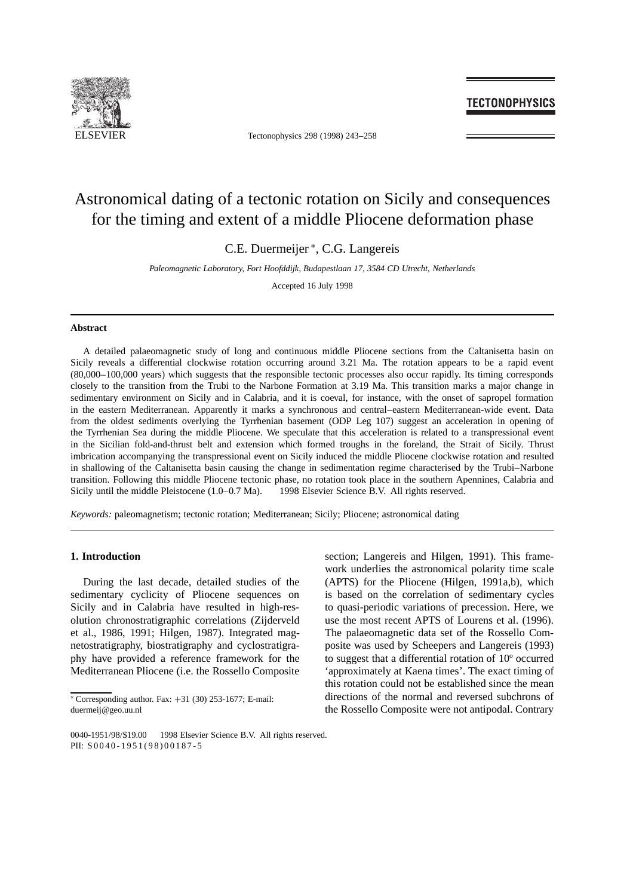# Astronomical dating of a tectonic rotation on Sicily and consequences for the timing and extent of a middle Pliocene deformation phase

C.E. Duermeijer *, C.G. Langereis

*Paleomagnetic Laboratory, Fort Hoofddijk, Budapestlaan 17, 3584 CD Utrecht, Netherlands*

Accepted 16 July 1998

### Abstract

A detailed palaeomagnetic study of long and continuous middle Pliocene sections from the Caltanisetta basin on Sicily reveals a differential clockwise rotation occurring around 3.21 Ma. The rotation appears to be a rapid event (80,000–100,000 years) which suggests that the responsible tectonic processes also occur rapidly. Its timing corresponds closely to the transition from the Trubi to the Narbone Formation at 3.19 Ma. This transition marks a major change in sedimentary environment on Sicily and in Calabria, and it is coeval, for instance, with the onset of sapropel formation in the eastern Mediterranean. Apparently it marks a synchronous and central–eastern Mediterranean-wide event. Data from the oldest sediments overlying the Tyrrhenian basement (ODP Leg 107) suggest an acceleration in opening of the Tyrrhenian Sea during the middle Pliocene. We speculate that this acceleration is related to a transpressional event in the Sicilian fold-and-thrust belt and extension which formed troughs in the foreland, the Strait of Sicily. Thrust imbrication accompanying the transpressional event on Sicily induced the middle Pliocene clockwise rotation and resulted in shallowing of the Caltanisetta basin causing the change in sedimentation regime characterised by the Trubi–Narbone transition. Following this middle Pliocene tectonic phase, no rotation took place in the southern Apennines, Calabria and Sicily until the middle Pleistocene (1.0–0.7 Ma). © 1998 Elsevier Science B.V. All rights reserved.

*Keywords:* paleomagnetism; tectonic rotation; Mediterranean; Sicily; Pliocene; astronomical dating

## 1. Introduction

During the last decade, detailed studies of the sedimentary cyclicity of Pliocene sequences on Sicily and in Calabria have resulted in high-resolution chronostratigraphic correlations (Zijderveld et al., 1986, 1991; Hilgen, 1987). Integrated magnetostratigraphy, biostratigraphy and cyclostratigraphy have provided a reference framework for the Mediterranean Pliocene (i.e. the Rossello Composite section; Langereis and Hilgen, 1991). This framework underlies the astronomical polarity time scale (APTS) for the Pliocene (Hilgen, 1991a,b), which is based on the correlation of sedimentary cycles to quasi-periodic variations of precession. Here, we use the most recent APTS of Lourens et al. (1996). The palaeomagnetic data set of the Rossello Composite was used by Scheepers and Langereis (1993) to suggest that a differential rotation of 10º occurred 'approximately at Kaena times'. The exact timing of this rotation could not be established since the mean directions of the normal and reversed subchrons of the Rossello Composite were not antipodal. Contrary

* Corresponding author. Fax: +31 (30) 253-1677; E-mail: duermeij@geo.uu.nl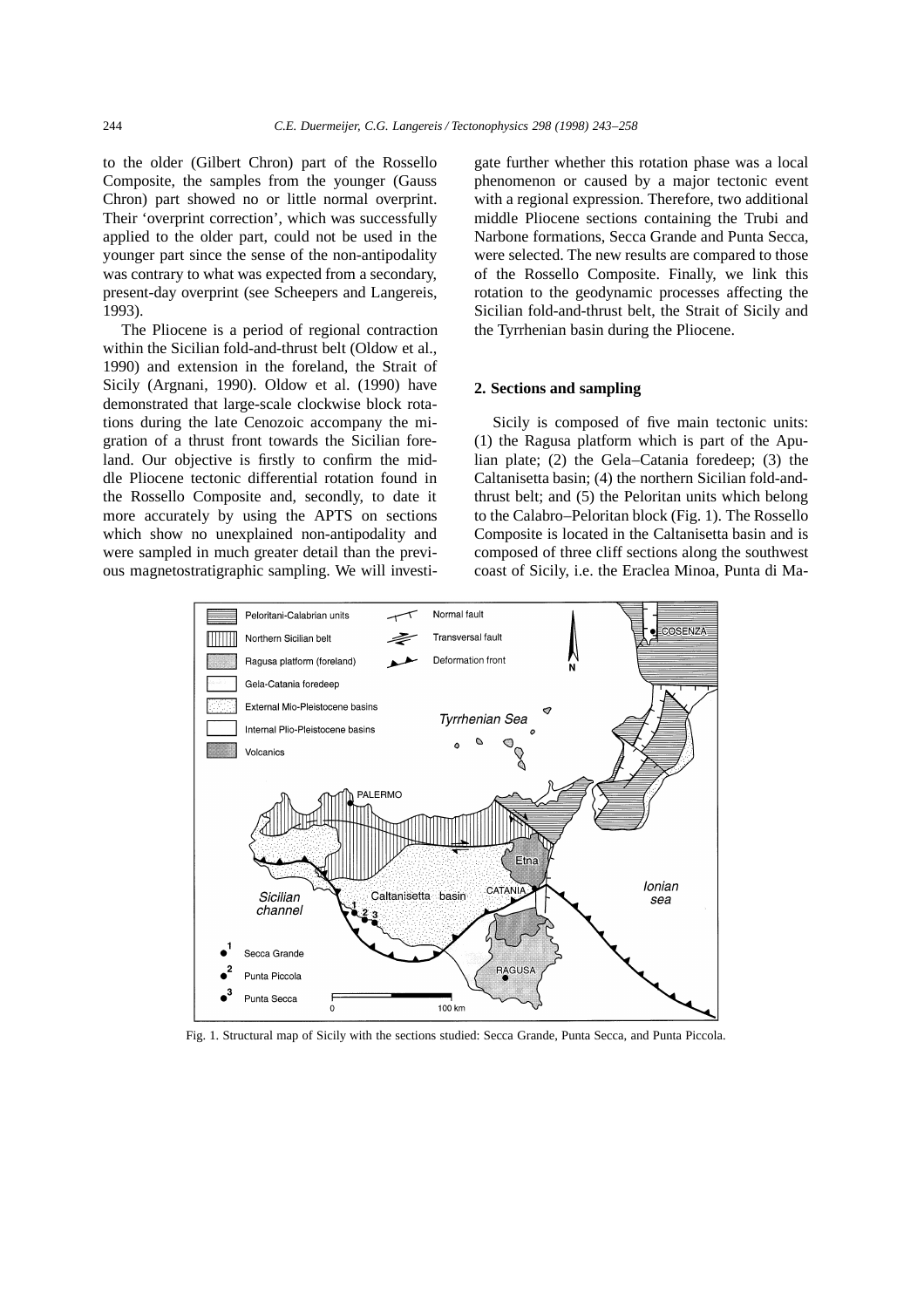to the older (Gilbert Chron) part of the Rossello Composite, the samples from the younger (Gauss Chron) part showed no or little normal overprint. Their 'overprint correction', which was successfully applied to the older part, could not be used in the younger part since the sense of the non-antipodality was contrary to what was expected from a secondary, present-day overprint (see Scheepers and Langereis, 1993).

The Pliocene is a period of regional contraction within the Sicilian fold-and-thrust belt (Oldow et al., 1990) and extension in the foreland, the Strait of Sicily (Argnani, 1990). Oldow et al. (1990) have demonstrated that large-scale clockwise block rotations during the late Cenozoic accompany the migration of a thrust front towards the Sicilian foreland. Our objective is firstly to confirm the middle Pliocene tectonic differential rotation found in the Rossello Composite and, secondly, to date it more accurately by using the APTS on sections which show no unexplained non-antipodality and were sampled in much greater detail than the previous magnetostratigraphic sampling. We will investigate further whether this rotation phase was a local phenomenon or caused by a major tectonic event with a regional expression. Therefore, two additional middle Pliocene sections containing the Trubi and Narbone formations, Secca Grande and Punta Secca, were selected. The new results are compared to those of the Rossello Composite. Finally, we link this rotation to the geodynamic processes affecting the Sicilian fold-and-thrust belt, the Strait of Sicily and the Tyrrhenian basin during the Pliocene.

## 2. Sections and sampling

Sicily is composed of five main tectonic units: (1) the Ragusa platform which is part of the Apulian plate; (2) the Gela–Catania foredeep; (3) the Caltanisetta basin; (4) the northern Sicilian fold-and-thrust belt; and (5) the Peloritan units which belong to the Calabro–Peloritan block (Fig. 1). The Rossello Composite is located in the Caltanisetta basin and is composed of three cliff sections along the southwest coast of Sicily, i.e. the Eraclea Minoa, Punta di Ma-

Fig. 1. Structural map of Sicily with the sections studied: Secca Grande, Punta Secca, and Punta Piccola.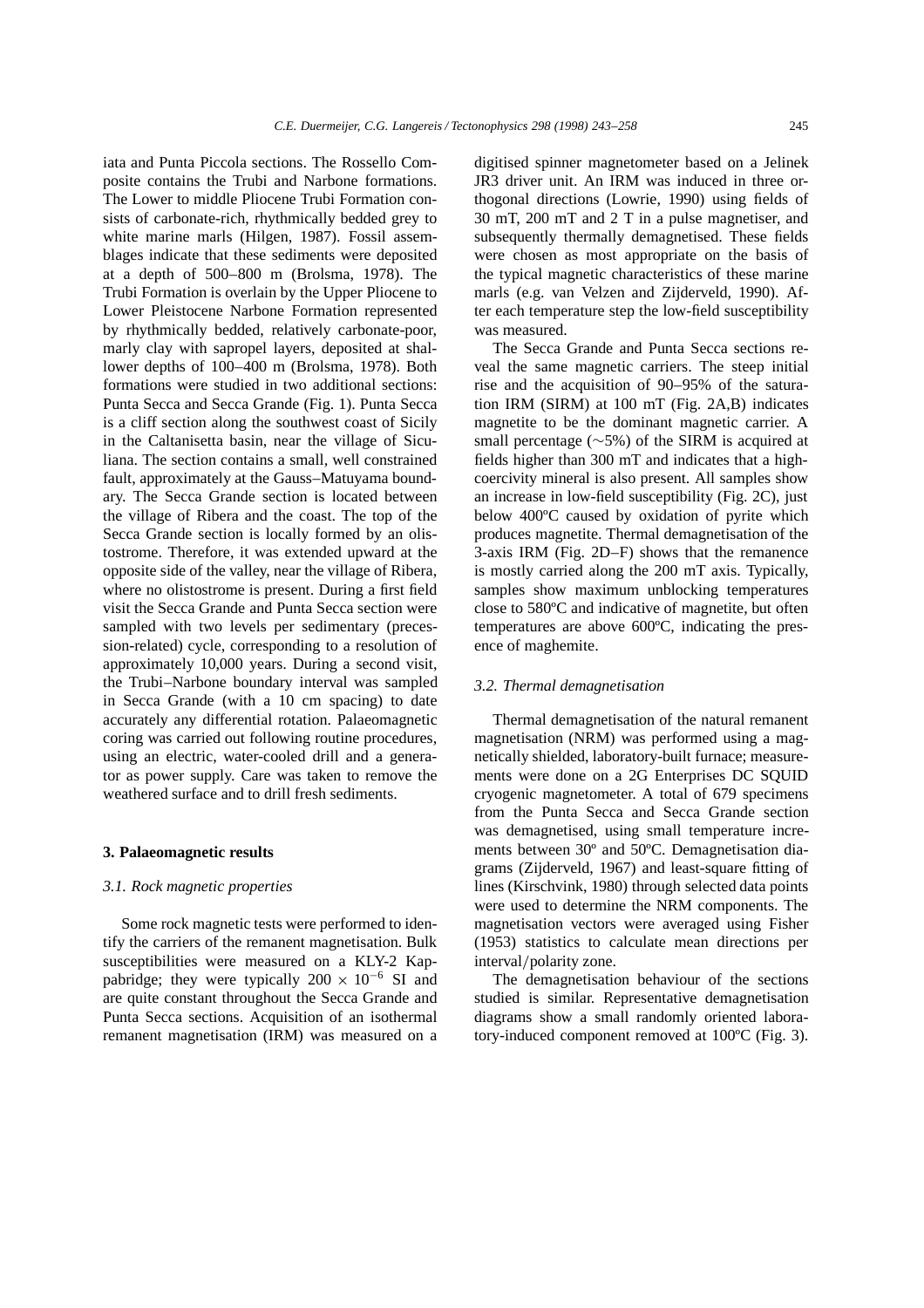iata and Punta Piccola sections. The Rossello Composite contains the Trubi and Narbone formations. The Lower to middle Pliocene Trubi Formation consists of carbonate-rich, rhythmically bedded grey to white marine marls (Hilgen, 1987). Fossil assemblages indicate that these sediments were deposited at a depth of 500–800 m (Brolsma, 1978). The Trubi Formation is overlain by the Upper Pliocene to Lower Pleistocene Narbone Formation represented by rhythmically bedded, relatively carbonate-poor, marly clay with sapropel layers, deposited at shallower depths of 100–400 m (Brolsma, 1978). Both formations were studied in two additional sections: Punta Secca and Secca Grande (Fig. 1). Punta Secca is a cliff section along the southwest coast of Sicily in the Caltanisetta basin, near the village of Siculiana. The section contains a small, well constrained fault, approximately at the Gauss–Matuyama boundary. The Secca Grande section is located between the village of Ribera and the coast. The top of the Secca Grande section is locally formed by an olistostrome. Therefore, it was extended upward at the opposite side of the valley, near the village of Ribera, where no olistostrome is present. During a first field visit the Secca Grande and Punta Secca section were sampled with two levels per sedimentary (precession-related) cycle, corresponding to a resolution of approximately 10,000 years. During a second visit, the Trubi–Narbone boundary interval was sampled in Secca Grande (with a 10 cm spacing) to date accurately any differential rotation. Palaeomagnetic coring was carried out following routine procedures, using an electric, water-cooled drill and a generator as power supply. Care was taken to remove the weathered surface and to drill fresh sediments.

## 3. Palaeomagnetic results

### *3.1. Rock magnetic properties*

Some rock magnetic tests were performed to identify the carriers of the remanent magnetisation. Bulk susceptibilities were measured on a KLY-2 Kappabridge; they were typically $200 \times 10^{-6}$ SI and are quite constant throughout the Secca Grande and Punta Secca sections. Acquisition of an isothermal remanent magnetisation (IRM) was measured on a digitised spinner magnetometer based on a Jelinek JR3 driver unit. An IRM was induced in three orthogonal directions (Lowrie, 1990) using fields of 30 mT, 200 mT and 2 T in a pulse magnetiser, and subsequently thermally demagnetised. These fields were chosen as most appropriate on the basis of the typical magnetic characteristics of these marine marls (e.g. van Velzen and Zijderveld, 1990). After each temperature step the low-field susceptibility was measured.

The Secca Grande and Punta Secca sections reveal the same magnetic carriers. The steep initial rise and the acquisition of 90–95% of the saturation IRM (SIRM) at 100 mT (Fig. 2A,B) indicates magnetite to be the dominant magnetic carrier. A small percentage ($\sim$5%) of the SIRM is acquired at fields higher than 300 mT and indicates that a high-coercivity mineral is also present. All samples show an increase in low-field susceptibility (Fig. 2C), just below 400ºC caused by oxidation of pyrite which produces magnetite. Thermal demagnetisation of the 3-axis IRM (Fig. 2D–F) shows that the remanence is mostly carried along the 200 mT axis. Typically, samples show maximum unblocking temperatures close to 580ºC and indicative of magnetite, but often temperatures are above 600ºC, indicating the presence of maghemite.

### *3.2. Thermal demagnetisation*

Thermal demagnetisation of the natural remanent magnetisation (NRM) was performed using a magnetically shielded, laboratory-built furnace; measurements were done on a 2G Enterprises DC SQUID cryogenic magnetometer. A total of 679 specimens from the Punta Secca and Secca Grande section was demagnetised, using small temperature increments between 30º and 50ºC. Demagnetisation diagrams (Zijderveld, 1967) and least-square fitting of lines (Kirschvink, 1980) through selected data points were used to determine the NRM components. The magnetisation vectors were averaged using Fisher (1953) statistics to calculate mean directions per interval/polarity zone.

The demagnetisation behaviour of the sections studied is similar. Representative demagnetisation diagrams show a small randomly oriented laboratory-induced component removed at 100ºC (Fig. 3).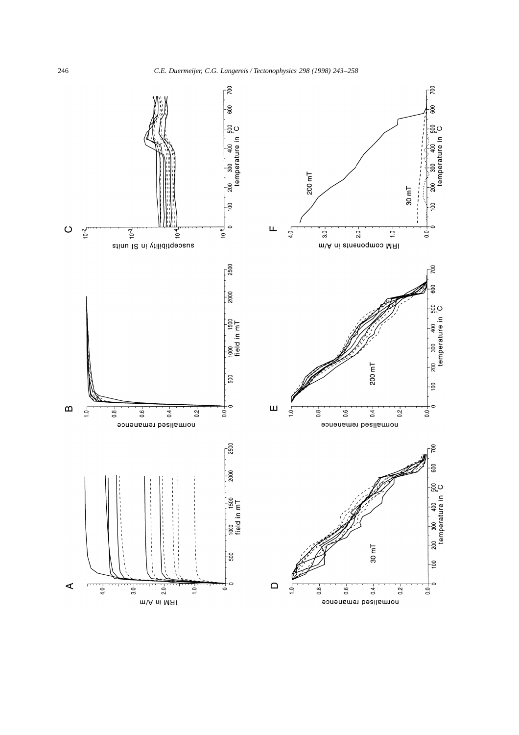A

B

C

D

E

F

IRM in A/m

field in mT

normalised remanence

field in mT

susceptibility in SI units

temperature in °C

normalised remanence

30 mT

temperature in °C

normalised remanence

200 mT

temperature in °C

IRM components in A/m

200 mT

30 mT

temperature in °C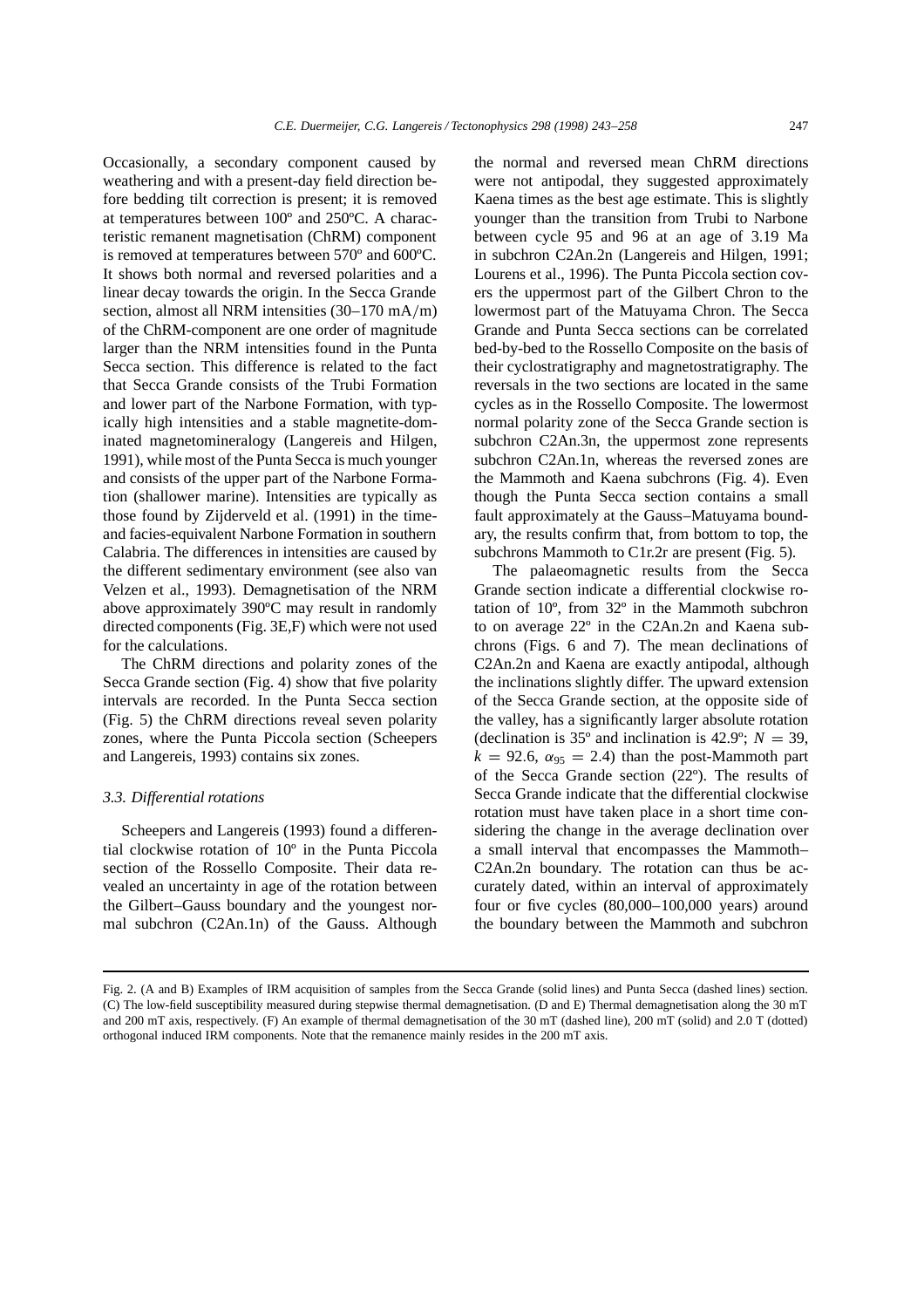Occasionally, a secondary component caused by weathering and with a present-day field direction before bedding tilt correction is present; it is removed at temperatures between 100º and 250ºC. A characteristic remanent magnetisation (ChRM) component is removed at temperatures between 570º and 600ºC. It shows both normal and reversed polarities and a linear decay towards the origin. In the Secca Grande section, almost all NRM intensities (30–170 mA/m) of the ChRM-component are one order of magnitude larger than the NRM intensities found in the Punta Secca section. This difference is related to the fact that Secca Grande consists of the Trubi Formation and lower part of the Narbone Formation, with typically high intensities and a stable magnetite-dominated magnetomineralogy (Langereis and Hilgen, 1991), while most of the Punta Secca is much younger and consists of the upper part of the Narbone Formation (shallower marine). Intensities are typically as those found by Zijderveld et al. (1991) in the time- and facies-equivalent Narbone Formation in southern Calabria. The differences in intensities are caused by the different sedimentary environment (see also van Velzen et al., 1993). Demagnetisation of the NRM above approximately 390ºC may result in randomly directed components (Fig. 3E,F) which were not used for the calculations.

The ChRM directions and polarity zones of the Secca Grande section (Fig. 4) show that five polarity intervals are recorded. In the Punta Secca section (Fig. 5) the ChRM directions reveal seven polarity zones, where the Punta Piccola section (Scheepers and Langereis, 1993) contains six zones.

### 3.3. Differential rotations

Scheepers and Langereis (1993) found a differential clockwise rotation of 10º in the Punta Piccola section of the Rossello Composite. Their data revealed an uncertainty in age of the rotation between the Gilbert–Gauss boundary and the youngest normal subchron (C2An.1n) of the Gauss. Although the normal and reversed mean ChRM directions were not antipodal, they suggested approximately Kaena times as the best age estimate. This is slightly younger than the transition from Trubi to Narbone between cycle 95 and 96 at an age of 3.19 Ma in subchron C2An.2n (Langereis and Hilgen, 1991; Lourens et al., 1996). The Punta Piccola section covers the uppermost part of the Gilbert Chron to the lowermost part of the Matuyama Chron. The Secca Grande and Punta Secca sections can be correlated bed-by-bed to the Rossello Composite on the basis of their cyclostratigraphy and magnetostratigraphy. The reversals in the two sections are located in the same cycles as in the Rossello Composite. The lowermost normal polarity zone of the Secca Grande section is subchron C2An.3n, the uppermost zone represents subchron C2An.1n, whereas the reversed zones are the Mammoth and Kaena subchrons (Fig. 4). Even though the Punta Secca section contains a small fault approximately at the Gauss–Matuyama boundary, the results confirm that, from bottom to top, the subchrons Mammoth to C1r.2r are present (Fig. 5).

The palaeomagnetic results from the Secca Grande section indicate a differential clockwise rotation of 10º, from 32º in the Mammoth subchron to on average 22º in the C2An.2n and Kaena subchrons (Figs. 6 and 7). The mean declinations of C2An.2n and Kaena are exactly antipodal, although the inclinations slightly differ. The upward extension of the Secca Grande section, at the opposite side of the valley, has a significantly larger absolute rotation (declination is 35º and inclination is 42.9º; $N = 39$, $k = 92.6$, $\alpha_{95} = 2.4$) than the post-Mammoth part of the Secca Grande section (22º). The results of Secca Grande indicate that the differential clockwise rotation must have taken place in a short time considering the change in the average declination over a small interval that encompasses the Mammoth–C2An.2n boundary. The rotation can thus be accurately dated, within an interval of approximately four or five cycles (80,000–100,000 years) around the boundary between the Mammoth and subchron

Fig. 2. (A and B) Examples of IRM acquisition of samples from the Secca Grande (solid lines) and Punta Secca (dashed lines) section. (C) The low-field susceptibility measured during stepwise thermal demagnetisation. (D and E) Thermal demagnetisation along the 30 mT and 200 mT axis, respectively. (F) An example of thermal demagnetisation of the 30 mT (dashed line), 200 mT (solid) and 2.0 T (dotted) orthogonal induced IRM components. Note that the remanence mainly resides in the 200 mT axis.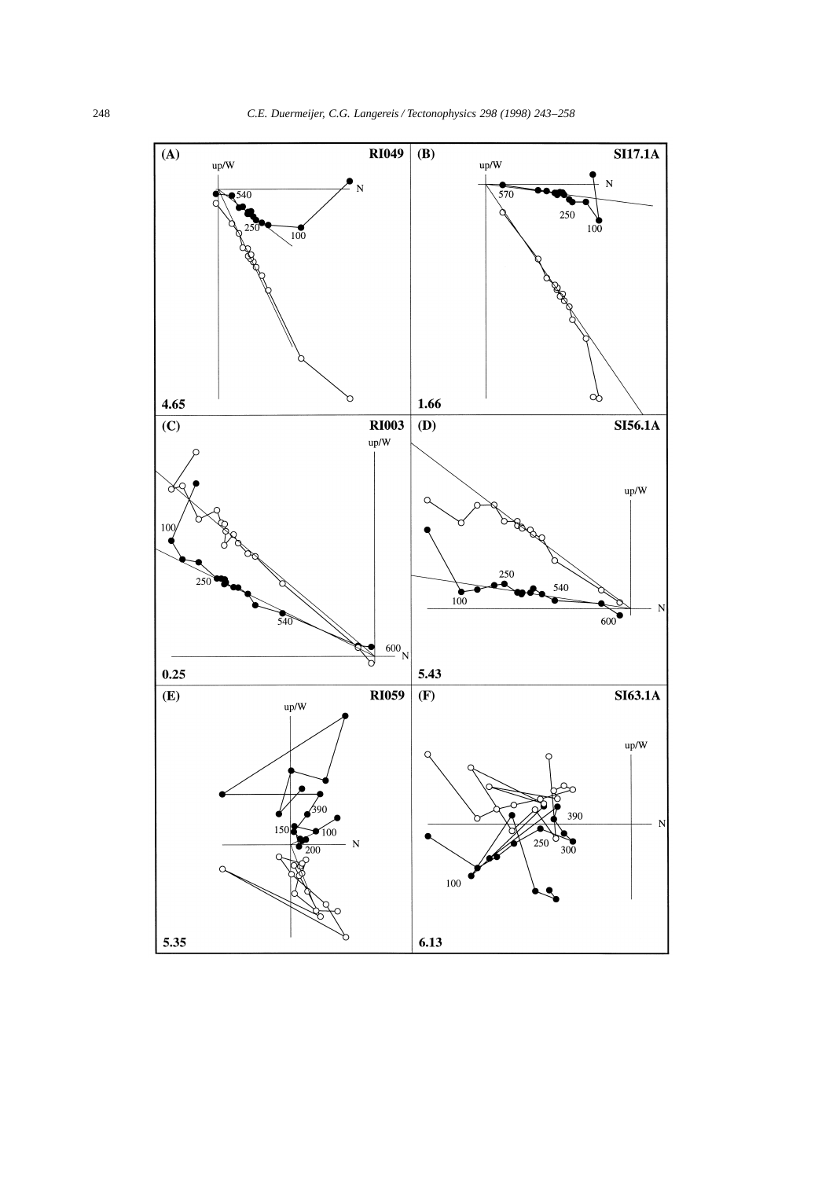(A) RI049

up/W

N

540

250

100

4.65

(B) SI17.1A

up/W

N

570

250

100

1.66

(C) RI003

up/W

100

250

540

600

N

0.25

(D) SI56.1A

up/W

250

540

100

N

600

5.43

(E) RI059

up/W

390

150

100

200

N

5.35

(F) SI63.1A

up/W

390

N

250

300

100

6.13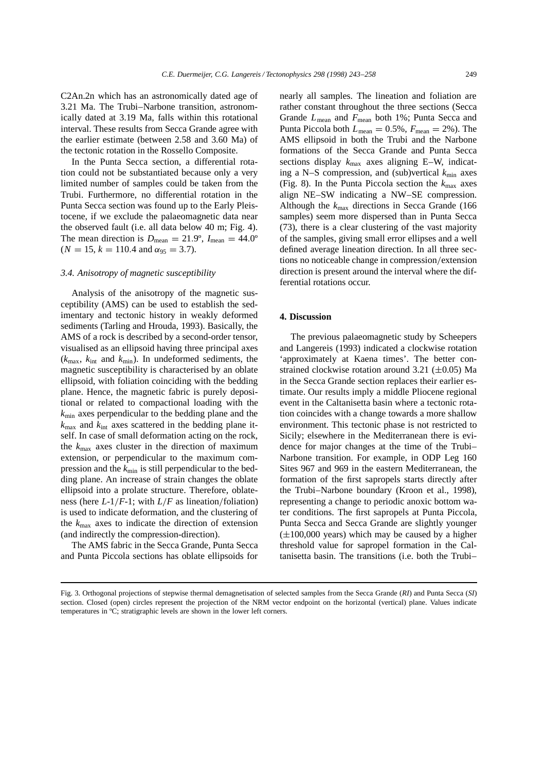C2An.2n which has an astronomically dated age of 3.21 Ma. The Trubi–Narbone transition, astronomically dated at 3.19 Ma, falls within this rotational interval. These results from Secca Grande agree with the earlier estimate (between 2.58 and 3.60 Ma) of the tectonic rotation in the Rossello Composite.

In the Punta Secca section, a differential rotation could not be substantiated because only a very limited number of samples could be taken from the Trubi. Furthermore, no differential rotation in the Punta Secca section was found up to the Early Pleistocene, if we exclude the palaeomagnetic data near the observed fault (i.e. all data below 40 m; Fig. 4). The mean direction is $D_{\text{mean}} = 21.9°$, $I_{\text{mean}} = 44.0°$ ($N = 15$, $k = 110.4$ and $\alpha_{95} = 3.7$).

### 3.4. Anisotropy of magnetic susceptibility

Analysis of the anisotropy of the magnetic susceptibility (AMS) can be used to establish the sedimentary and tectonic history in weakly deformed sediments (Tarling and Hrouda, 1993). Basically, the AMS of a rock is described by a second-order tensor, visualised as an ellipsoid having three principal axes ($k_{\text{max}}$, $k_{\text{int}}$ and $k_{\text{min}}$). In undeformed sediments, the magnetic susceptibility is characterised by an oblate ellipsoid, with foliation coinciding with the bedding plane. Hence, the magnetic fabric is purely depositional or related to compactional loading with the $k_{\text{min}}$ axes perpendicular to the bedding plane and the $k_{\text{max}}$ and $k_{\text{int}}$ axes scattered in the bedding plane itself. In case of small deformation acting on the rock, the $k_{\text{max}}$ axes cluster in the direction of maximum extension, or perpendicular to the maximum compression and the $k_{\text{min}}$ is still perpendicular to the bedding plane. An increase of strain changes the oblate ellipsoid into a prolate structure. Therefore, oblateness (here $L$-1/$F$-1; with $L/F$ as lineation/foliation) is used to indicate deformation, and the clustering of the $k_{\text{max}}$ axes to indicate the direction of extension (and indirectly the compression-direction).

The AMS fabric in the Secca Grande, Punta Secca and Punta Piccola sections has oblate ellipsoids for nearly all samples. The lineation and foliation are rather constant throughout the three sections (Secca Grande $L_{\text{mean}}$ and $F_{\text{mean}}$ both 1%; Punta Secca and Punta Piccola both $L_{\text{mean}} = 0.5\%$, $F_{\text{mean}} = 2\%$). The AMS ellipsoid in both the Trubi and the Narbone formations of the Secca Grande and Punta Secca sections display $k_{\text{max}}$ axes aligning E–W, indicating a N–S compression, and (sub)vertical $k_{\text{min}}$ axes (Fig. 8). In the Punta Piccola section the $k_{\text{max}}$ axes align NE–SW indicating a NW–SE compression. Although the $k_{\text{max}}$ directions in Secca Grande (166 samples) seem more dispersed than in Punta Secca (73), there is a clear clustering of the vast majority of the samples, giving small error ellipses and a well defined average lineation direction. In all three sections no noticeable change in compression/extension direction is present around the interval where the differential rotations occur.

## 4. Discussion

The previous palaeomagnetic study by Scheepers and Langereis (1993) indicated a clockwise rotation 'approximately at Kaena times'. The better constrained clockwise rotation around 3.21 (±0.05) Ma in the Secca Grande section replaces their earlier estimate. Our results imply a middle Pliocene regional event in the Caltanisetta basin where a tectonic rotation coincides with a change towards a more shallow environment. This tectonic phase is not restricted to Sicily; elsewhere in the Mediterranean there is evidence for major changes at the time of the Trubi–Narbone transition. For example, in ODP Leg 160 Sites 967 and 969 in the eastern Mediterranean, the formation of the first sapropels starts directly after the Trubi–Narbone boundary (Kroon et al., 1998), representing a change to periodic anoxic bottom water conditions. The first sapropels at Punta Piccola, Punta Secca and Secca Grande are slightly younger (±100,000 years) which may be caused by a higher threshold value for sapropel formation in the Caltanisetta basin. The transitions (i.e. both the Trubi–

Fig. 3. Orthogonal projections of stepwise thermal demagnetisation of selected samples from the Secca Grande (*RI*) and Punta Secca (*SI*) section. Closed (open) circles represent the projection of the NRM vector endpoint on the horizontal (vertical) plane. Values indicate temperatures in ºC; stratigraphic levels are shown in the lower left corners.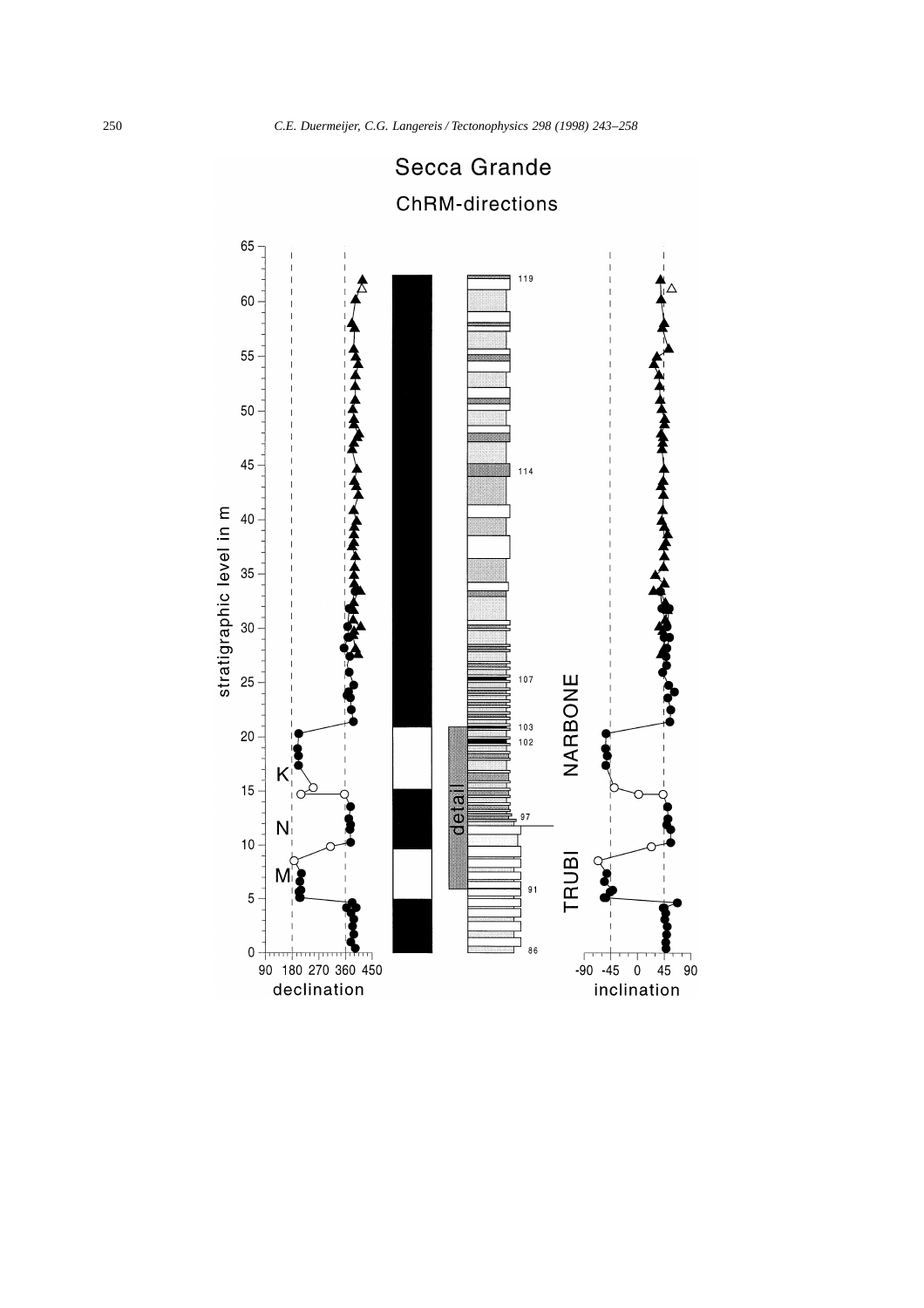Secca Grande

ChRM-directions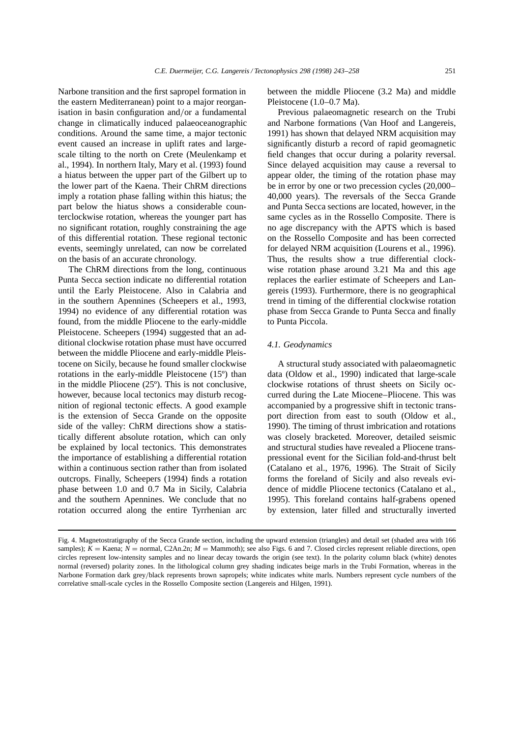Narbone transition and the first sapropel formation in the eastern Mediterranean) point to a major reorganisation in basin configuration and/or a fundamental change in climatically induced palaeoceanographic conditions. Around the same time, a major tectonic event caused an increase in uplift rates and large-scale tilting to the north on Crete (Meulenkamp et al., 1994). In northern Italy, Mary et al. (1993) found a hiatus between the upper part of the Gilbert up to the lower part of the Kaena. Their ChRM directions imply a rotation phase falling within this hiatus; the part below the hiatus shows a considerable counterclockwise rotation, whereas the younger part has no significant rotation, roughly constraining the age of this differential rotation. These regional tectonic events, seemingly unrelated, can now be correlated on the basis of an accurate chronology.

The ChRM directions from the long, continuous Punta Secca section indicate no differential rotation until the Early Pleistocene. Also in Calabria and in the southern Apennines (Scheepers et al., 1993, 1994) no evidence of any differential rotation was found, from the middle Pliocene to the early-middle Pleistocene. Scheepers (1994) suggested that an additional clockwise rotation phase must have occurred between the middle Pliocene and early-middle Pleistocene on Sicily, because he found smaller clockwise rotations in the early-middle Pleistocene (15º) than in the middle Pliocene (25º). This is not conclusive, however, because local tectonics may disturb recognition of regional tectonic effects. A good example is the extension of Secca Grande on the opposite side of the valley: ChRM directions show a statistically different absolute rotation, which can only be explained by local tectonics. This demonstrates the importance of establishing a differential rotation within a continuous section rather than from isolated outcrops. Finally, Scheepers (1994) finds a rotation phase between 1.0 and 0.7 Ma in Sicily, Calabria and the southern Apennines. We conclude that no rotation occurred along the entire Tyrrhenian arc between the middle Pliocene (3.2 Ma) and middle Pleistocene (1.0–0.7 Ma).

Previous palaeomagnetic research on the Trubi and Narbone formations (Van Hoof and Langereis, 1991) has shown that delayed NRM acquisition may significantly disturb a record of rapid geomagnetic field changes that occur during a polarity reversal. Since delayed acquisition may cause a reversal to appear older, the timing of the rotation phase may be in error by one or two precession cycles (20,000–40,000 years). The reversals of the Secca Grande and Punta Secca sections are located, however, in the same cycles as in the Rossello Composite. There is no age discrepancy with the APTS which is based on the Rossello Composite and has been corrected for delayed NRM acquisition (Lourens et al., 1996). Thus, the results show a true differential clockwise rotation phase around 3.21 Ma and this age replaces the earlier estimate of Scheepers and Langereis (1993). Furthermore, there is no geographical trend in timing of the differential clockwise rotation phase from Secca Grande to Punta Secca and finally to Punta Piccola.

### *4.1. Geodynamics*

A structural study associated with palaeomagnetic data (Oldow et al., 1990) indicated that large-scale clockwise rotations of thrust sheets on Sicily occurred during the Late Miocene–Pliocene. This was accompanied by a progressive shift in tectonic transport direction from east to south (Oldow et al., 1990). The timing of thrust imbrication and rotations was closely bracketed. Moreover, detailed seismic and structural studies have revealed a Pliocene transpressional event for the Sicilian fold-and-thrust belt (Catalano et al., 1976, 1996). The Strait of Sicily forms the foreland of Sicily and also reveals evidence of middle Pliocene tectonics (Catalano et al., 1995). This foreland contains half-grabens opened by extension, later filled and structurally inverted

Fig. 4. Magnetostratigraphy of the Secca Grande section, including the upward extension (triangles) and detail set (shaded area with 166 samples); $K$ = Kaena; $N$ = normal, C2An.2n; $M$ = Mammoth); see also Figs. 6 and 7. Closed circles represent reliable directions, open circles represent low-intensity samples and no linear decay towards the origin (see text). In the polarity column black (white) denotes normal (reversed) polarity zones. In the lithological column grey shading indicates beige marls in the Trubi Formation, whereas in the Narbone Formation dark grey/black represents brown sapropels; white indicates white marls. Numbers represent cycle numbers of the correlative small-scale cycles in the Rossello Composite section (Langereis and Hilgen, 1991).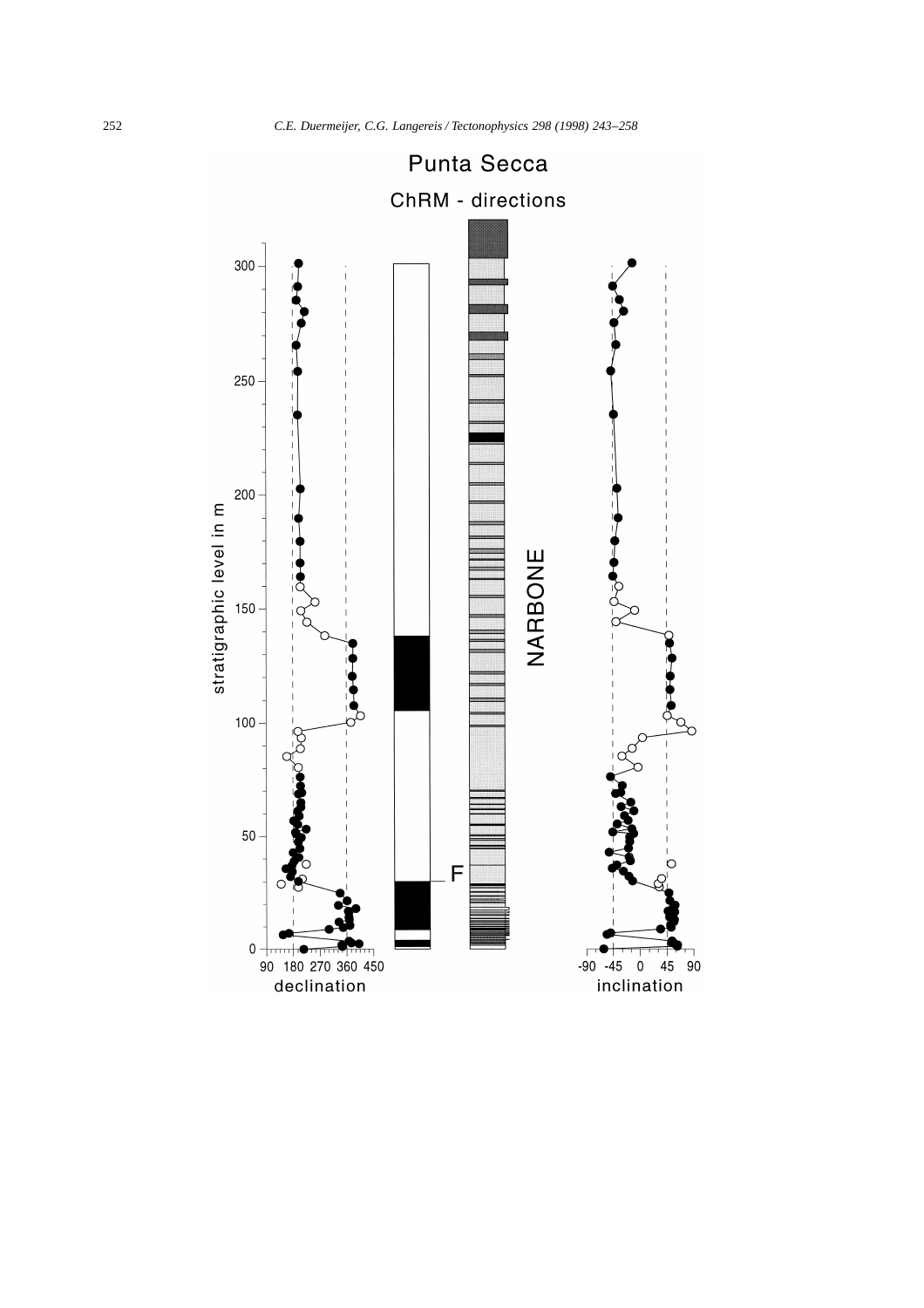Punta Secca

ChRM - directions

stratigraphic level in m

NARBONE

F

declination

inclination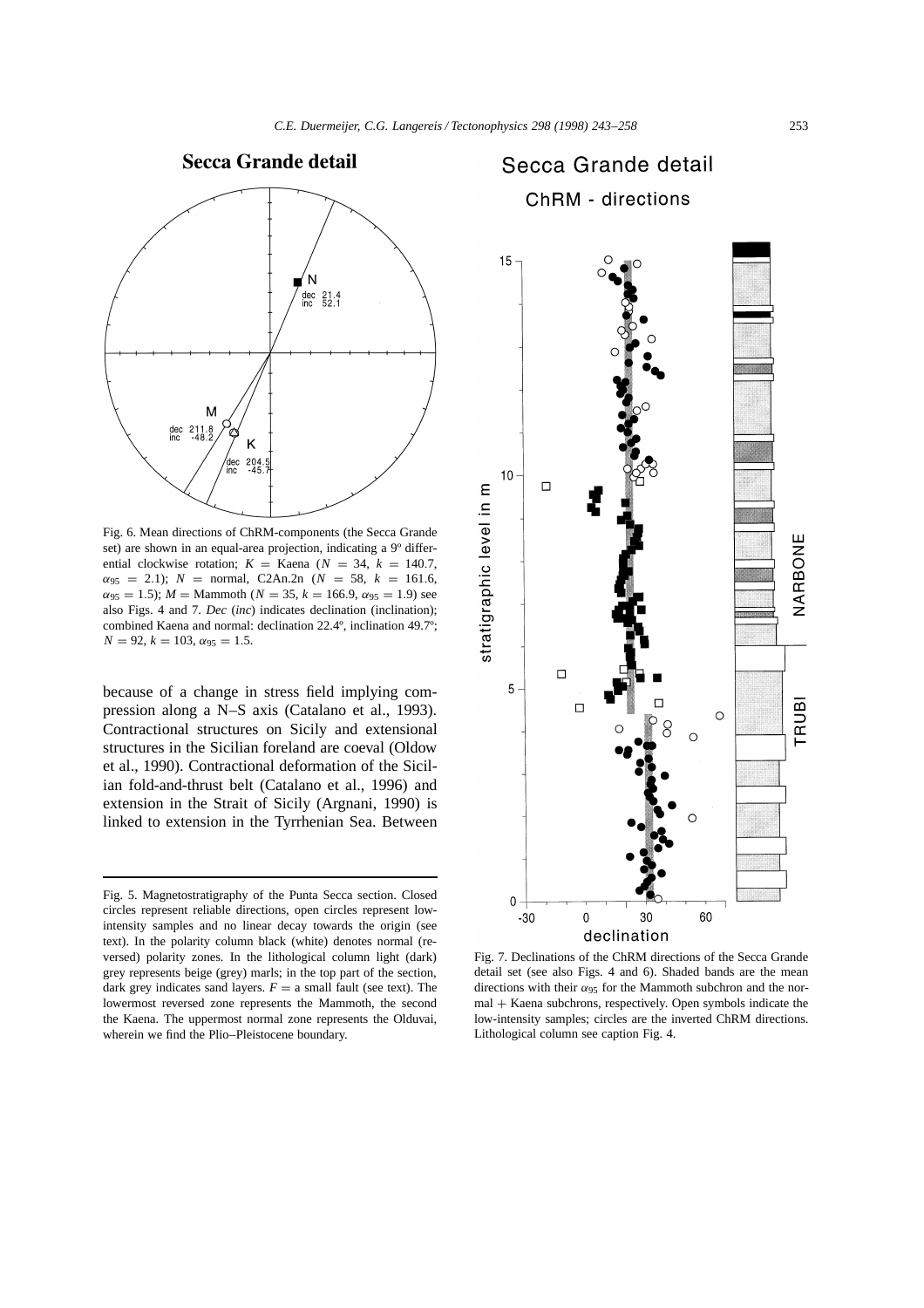Fig. 6. Mean directions of ChRM-components (the Secca Grande set) are shown in an equal-area projection, indicating a 9º differential clockwise rotation; $K$ = Kaena ($N = 34$, $k = 140.7$, $\alpha_{95} = 2.1$); $N$ = normal, C2An.2n ($N = 58$, $k = 161.6$, $\alpha_{95} = 1.5$); $M$ = Mammoth ($N = 35$, $k = 166.9$, $\alpha_{95} = 1.9$) see also Figs. 4 and 7. *Dec* (*inc*) indicates declination (inclination); combined Kaena and normal: declination 22.4º, inclination 49.7º; $N = 92$, $k = 103$, $\alpha_{95} = 1.5$.

because of a change in stress field implying compression along a N–S axis (Catalano et al., 1993). Contractional structures on Sicily and extensional structures in the Sicilian foreland are coeval (Oldow et al., 1990). Contractional deformation of the Sicilian fold-and-thrust belt (Catalano et al., 1996) and extension in the Strait of Sicily (Argnani, 1990) is linked to extension in the Tyrrhenian Sea. Between

Fig. 5. Magnetostratigraphy of the Punta Secca section. Closed circles represent reliable directions, open circles represent low-intensity samples and no linear decay towards the origin (see text). In the polarity column black (white) denotes normal (reversed) polarity zones. In the lithological column light (dark) grey represents beige (grey) marls; in the top part of the section, dark grey indicates sand layers. $F$ = a small fault (see text). The lowermost reversed zone represents the Mammoth, the second the Kaena. The uppermost normal zone represents the Olduvai, wherein we find the Plio–Pleistocene boundary.

Fig. 7. Declinations of the ChRM directions of the Secca Grande detail set (see also Figs. 4 and 6). Shaded bands are the mean directions with their $\alpha_{95}$ for the Mammoth subchron and the normal + Kaena subchrons, respectively. Open symbols indicate the low-intensity samples; circles are the inverted ChRM directions. Lithological column see caption Fig. 4.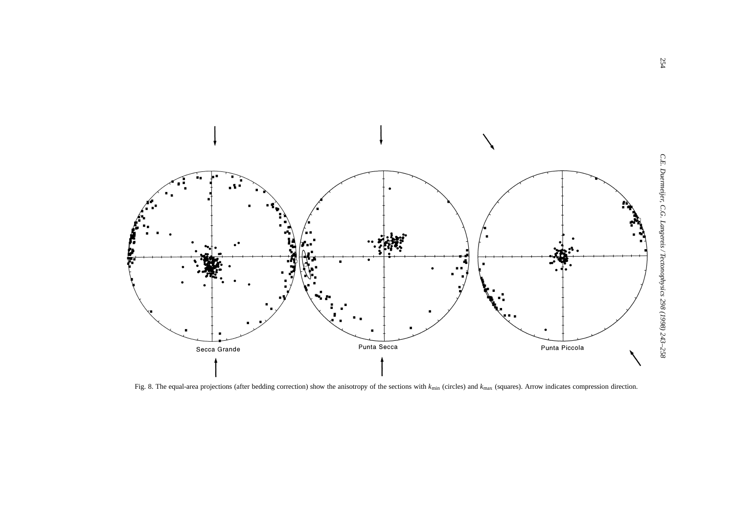Secca Grande

Punta Secca

Punta Piccola

Fig. 8. The equal-area projections (after bedding correction) show the anisotropy of the sections with $k_{min}$ (circles) and $k_{max}$ (squares). Arrow indicates compression direction.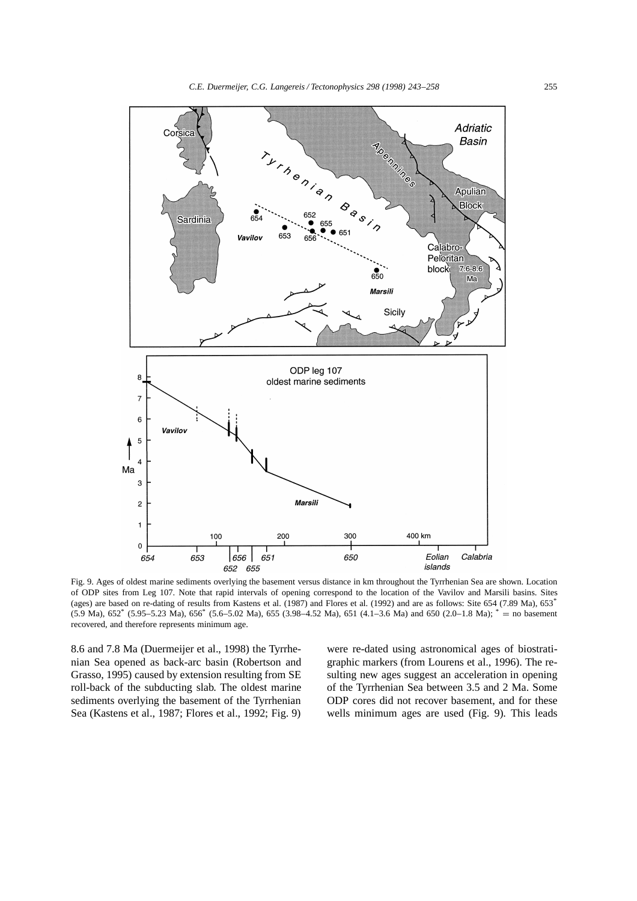Fig. 9. Ages of oldest marine sediments overlying the basement versus distance in km throughout the Tyrrhenian Sea are shown. Location of ODP sites from Leg 107. Note that rapid intervals of opening correspond to the location of the Vavilov and Marsili basins. Sites (ages) are based on re-dating of results from Kastens et al. (1987) and Flores et al. (1992) and are as follows: Site 654 (7.89 Ma), 653* (5.9 Ma), 652* (5.95–5.23 Ma), 656* (5.6–5.02 Ma), 655 (3.98–4.52 Ma), 651 (4.1–3.6 Ma) and 650 (2.0–1.8 Ma); * = no basement recovered, and therefore represents minimum age.

8.6 and 7.8 Ma (Duermeijer et al., 1998) the Tyrrhenian Sea opened as back-arc basin (Robertson and Grasso, 1995) caused by extension resulting from SE roll-back of the subducting slab. The oldest marine sediments overlying the basement of the Tyrrhenian Sea (Kastens et al., 1987; Flores et al., 1992; Fig. 9) were re-dated using astronomical ages of biostratigraphic markers (from Lourens et al., 1996). The resulting new ages suggest an acceleration in opening of the Tyrrhenian Sea between 3.5 and 2 Ma. Some ODP cores did not recover basement, and for these wells minimum ages are used (Fig. 9). This leads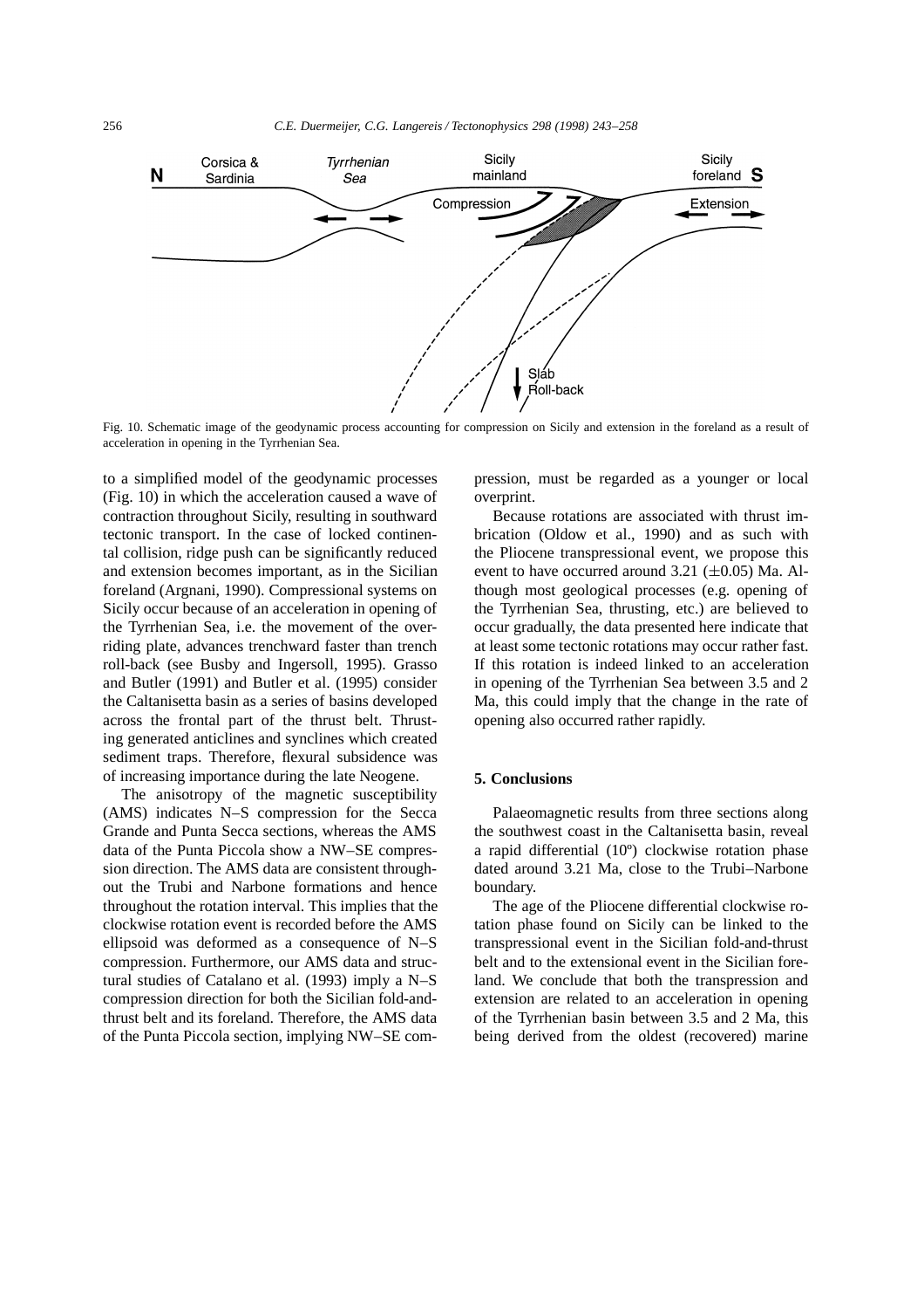Fig. 10. Schematic image of the geodynamic process accounting for compression on Sicily and extension in the foreland as a result of acceleration in opening in the Tyrrhenian Sea.

to a simplified model of the geodynamic processes (Fig. 10) in which the acceleration caused a wave of contraction throughout Sicily, resulting in southward tectonic transport. In the case of locked continental collision, ridge push can be significantly reduced and extension becomes important, as in the Sicilian foreland (Argnani, 1990). Compressional systems on Sicily occur because of an acceleration in opening of the Tyrrhenian Sea, i.e. the movement of the overriding plate, advances trenchward faster than trench roll-back (see Busby and Ingersoll, 1995). Grasso and Butler (1991) and Butler et al. (1995) consider the Caltanisetta basin as a series of basins developed across the frontal part of the thrust belt. Thrusting generated anticlines and synclines which created sediment traps. Therefore, flexural subsidence was of increasing importance during the late Neogene.

The anisotropy of the magnetic susceptibility (AMS) indicates N–S compression for the Secca Grande and Punta Secca sections, whereas the AMS data of the Punta Piccola show a NW–SE compression direction. The AMS data are consistent throughout the Trubi and Narbone formations and hence throughout the rotation interval. This implies that the clockwise rotation event is recorded before the AMS ellipsoid was deformed as a consequence of N–S compression. Furthermore, our AMS data and structural studies of Catalano et al. (1993) imply a N–S compression direction for both the Sicilian fold-and-thrust belt and its foreland. Therefore, the AMS data of the Punta Piccola section, implying NW–SE compression, must be regarded as a younger or local overprint.

Because rotations are associated with thrust imbrication (Oldow et al., 1990) and as such with the Pliocene transpressional event, we propose this event to have occurred around 3.21 ($\pm$0.05) Ma. Although most geological processes (e.g. opening of the Tyrrhenian Sea, thrusting, etc.) are believed to occur gradually, the data presented here indicate that at least some tectonic rotations may occur rather fast. If this rotation is indeed linked to an acceleration in opening of the Tyrrhenian Sea between 3.5 and 2 Ma, this could imply that the change in the rate of opening also occurred rather rapidly.

## 5. Conclusions

Palaeomagnetic results from three sections along the southwest coast in the Caltanisetta basin, reveal a rapid differential (10°) clockwise rotation phase dated around 3.21 Ma, close to the Trubi–Narbone boundary.

The age of the Pliocene differential clockwise rotation phase found on Sicily can be linked to the transpressional event in the Sicilian fold-and-thrust belt and to the extensional event in the Sicilian foreland. We conclude that both the transpression and extension are related to an acceleration in opening of the Tyrrhenian basin between 3.5 and 2 Ma, this being derived from the oldest (recovered) marine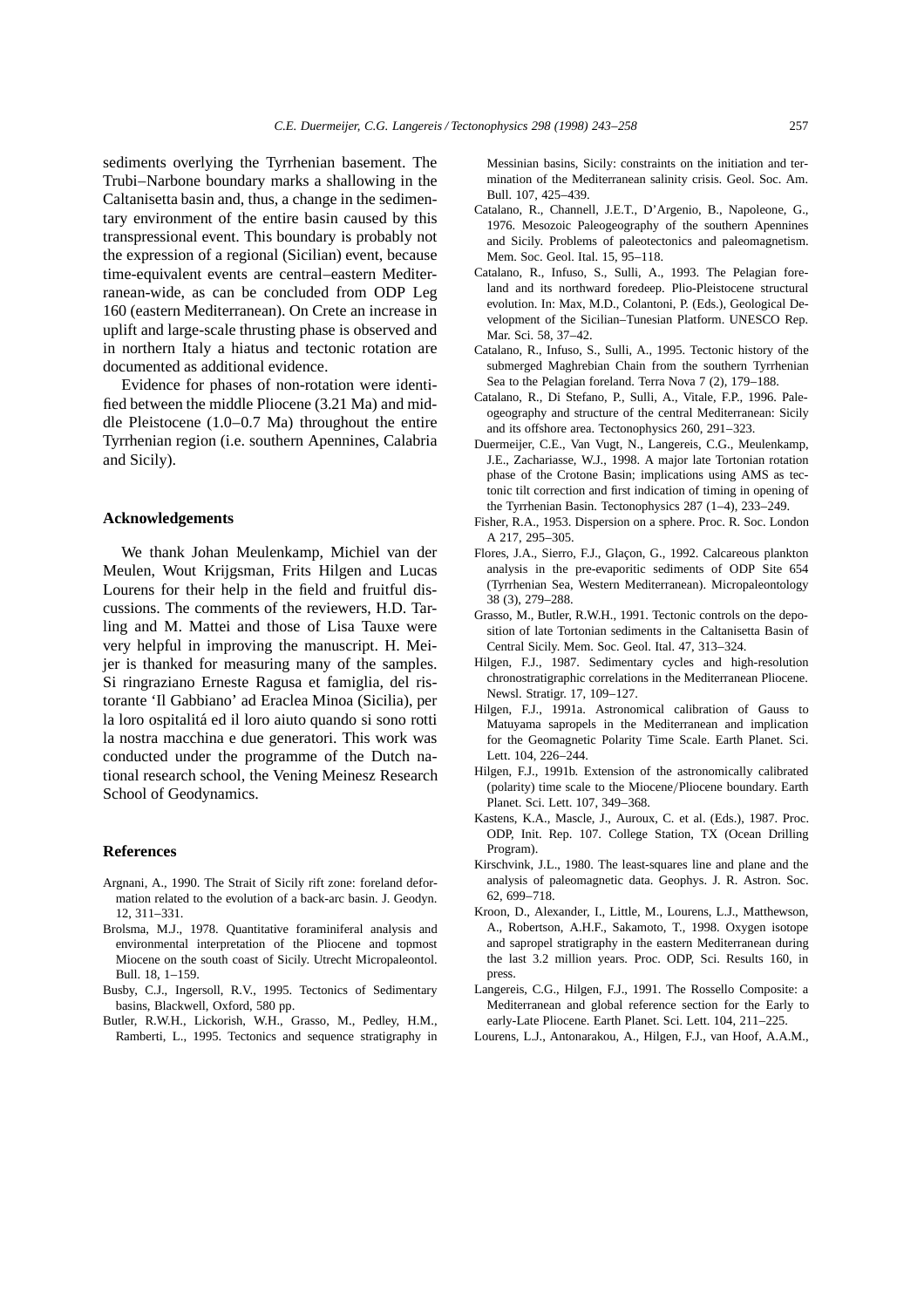sediments overlying the Tyrrhenian basement. The Trubi–Narbone boundary marks a shallowing in the Caltanisetta basin and, thus, a change in the sedimentary environment of the entire basin caused by this transpressional event. This boundary is probably not the expression of a regional (Sicilian) event, because time-equivalent events are central–eastern Mediterranean-wide, as can be concluded from ODP Leg 160 (eastern Mediterranean). On Crete an increase in uplift and large-scale thrusting phase is observed and in northern Italy a hiatus and tectonic rotation are documented as additional evidence.

Evidence for phases of non-rotation were identified between the middle Pliocene (3.21 Ma) and middle Pleistocene (1.0–0.7 Ma) throughout the entire Tyrrhenian region (i.e. southern Apennines, Calabria and Sicily).

## Acknowledgements

We thank Johan Meulenkamp, Michiel van der Meulen, Wout Krijgsman, Frits Hilgen and Lucas Lourens for their help in the field and fruitful discussions. The comments of the reviewers, H.D. Tarling and M. Mattei and those of Lisa Tauxe were very helpful in improving the manuscript. H. Meijer is thanked for measuring many of the samples. Si ringraziano Erneste Ragusa et famiglia, del ristorante 'Il Gabbiano' ad Eraclea Minoa (Sicilia), per la loro ospitalitá ed il loro aiuto quando si sono rotti la nostra macchina e due generatori. This work was conducted under the programme of the Dutch national research school, the Vening Meinesz Research School of Geodynamics.

## References

Argnani, A., 1990. The Strait of Sicily rift zone: foreland deformation related to the evolution of a back-arc basin. J. Geodyn. 12, 311–331.

Brolsma, M.J., 1978. Quantitative foraminiferal analysis and environmental interpretation of the Pliocene and topmost Miocene on the south coast of Sicily. Utrecht Micropaleontol. Bull. 18, 1–159.

Busby, C.J., Ingersoll, R.V., 1995. Tectonics of Sedimentary basins, Blackwell, Oxford, 580 pp.

Butler, R.W.H., Lickorish, W.H., Grasso, M., Pedley, H.M., Ramberti, L., 1995. Tectonics and sequence stratigraphy in Messinian basins, Sicily: constraints on the initiation and termination of the Mediterranean salinity crisis. Geol. Soc. Am. Bull. 107, 425–439.

Catalano, R., Channell, J.E.T., D'Argenio, B., Napoleone, G., 1976. Mesozoic Paleogeography of the southern Apennines and Sicily. Problems of paleotectonics and paleomagnetism. Mem. Soc. Geol. Ital. 15, 95–118.

Catalano, R., Infuso, S., Sulli, A., 1993. The Pelagian foreland and its northward foredeep. Plio-Pleistocene structural evolution. In: Max, M.D., Colantoni, P. (Eds.), Geological Development of the Sicilian–Tunesian Platform. UNESCO Rep. Mar. Sci. 58, 37–42.

Catalano, R., Infuso, S., Sulli, A., 1995. Tectonic history of the submerged Maghrebian Chain from the southern Tyrrhenian Sea to the Pelagian foreland. Terra Nova 7 (2), 179–188.

Catalano, R., Di Stefano, P., Sulli, A., Vitale, F.P., 1996. Paleogeography and structure of the central Mediterranean: Sicily and its offshore area. Tectonophysics 260, 291–323.

Duermeijer, C.E., Van Vugt, N., Langereis, C.G., Meulenkamp, J.E., Zachariasse, W.J., 1998. A major late Tortonian rotation phase of the Crotone Basin; implications using AMS as tectonic tilt correction and first indication of timing in opening of the Tyrrhenian Basin. Tectonophysics 287 (1–4), 233–249.

Fisher, R.A., 1953. Dispersion on a sphere. Proc. R. Soc. London A 217, 295–305.

Flores, J.A., Sierro, F.J., Glaçon, G., 1992. Calcareous plankton analysis in the pre-evaporitic sediments of ODP Site 654 (Tyrrhenian Sea, Western Mediterranean). Micropaleontology 38 (3), 279–288.

Grasso, M., Butler, R.W.H., 1991. Tectonic controls on the deposition of late Tortonian sediments in the Caltanisetta Basin of Central Sicily. Mem. Soc. Geol. Ital. 47, 313–324.

Hilgen, F.J., 1987. Sedimentary cycles and high-resolution chronostratigraphic correlations in the Mediterranean Pliocene. Newsl. Stratigr. 17, 109–127.

Hilgen, F.J., 1991a. Astronomical calibration of Gauss to Matuyama sapropels in the Mediterranean and implication for the Geomagnetic Polarity Time Scale. Earth Planet. Sci. Lett. 104, 226–244.

Hilgen, F.J., 1991b. Extension of the astronomically calibrated (polarity) time scale to the Miocene/Pliocene boundary. Earth Planet. Sci. Lett. 107, 349–368.

Kastens, K.A., Mascle, J., Auroux, C. et al. (Eds.), 1987. Proc. ODP, Init. Rep. 107. College Station, TX (Ocean Drilling Program).

Kirschvink, J.L., 1980. The least-squares line and plane and the analysis of paleomagnetic data. Geophys. J. R. Astron. Soc. 62, 699–718.

Kroon, D., Alexander, I., Little, M., Lourens, L.J., Matthewson, A., Robertson, A.H.F., Sakamoto, T., 1998. Oxygen isotope and sapropel stratigraphy in the eastern Mediterranean during the last 3.2 million years. Proc. ODP, Sci. Results 160, in press.

Langereis, C.G., Hilgen, F.J., 1991. The Rossello Composite: a Mediterranean and global reference section for the Early to early-Late Pliocene. Earth Planet. Sci. Lett. 104, 211–225.

Lourens, L.J., Antonarakou, A., Hilgen, F.J., van Hoof, A.A.M.,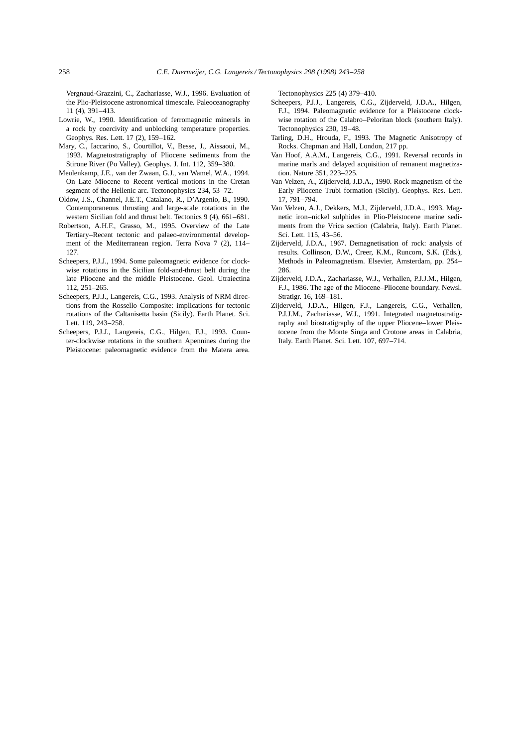Vergnaud-Grazzini, C., Zachariasse, W.J., 1996. Evaluation of the Plio-Pleistocene astronomical timescale. Paleoceanography 11 (4), 391–413.

Lowrie, W., 1990. Identification of ferromagnetic minerals in a rock by coercivity and unblocking temperature properties. Geophys. Res. Lett. 17 (2), 159–162.

Mary, C., Iaccarino, S., Courtillot, V., Besse, J., Aissaoui, M., 1993. Magnetostratigraphy of Pliocene sediments from the Stirone River (Po Valley). Geophys. J. Int. 112, 359–380.

Meulenkamp, J.E., van der Zwaan, G.J., van Wamel, W.A., 1994. On Late Miocene to Recent vertical motions in the Cretan segment of the Hellenic arc. Tectonophysics 234, 53–72.

Oldow, J.S., Channel, J.E.T., Catalano, R., D'Argenio, B., 1990. Contemporaneous thrusting and large-scale rotations in the western Sicilian fold and thrust belt. Tectonics 9 (4), 661–681.

Robertson, A.H.F., Grasso, M., 1995. Overview of the Late Tertiary–Recent tectonic and palaeo-environmental development of the Mediterranean region. Terra Nova 7 (2), 114–127.

Scheepers, P.J.J., 1994. Some paleomagnetic evidence for clockwise rotations in the Sicilian fold-and-thrust belt during the late Pliocene and the middle Pleistocene. Geol. Utraiectina 112, 251–265.

Scheepers, P.J.J., Langereis, C.G., 1993. Analysis of NRM directions from the Rossello Composite: implications for tectonic rotations of the Caltanisetta basin (Sicily). Earth Planet. Sci. Lett. 119, 243–258.

Scheepers, P.J.J., Langereis, C.G., Hilgen, F.J., 1993. Counter-clockwise rotations in the southern Apennines during the Pleistocene: paleomagnetic evidence from the Matera area. Tectonophysics 225 (4) 379–410.

Scheepers, P.J.J., Langereis, C.G., Zijderveld, J.D.A., Hilgen, F.J., 1994. Paleomagnetic evidence for a Pleistocene clockwise rotation of the Calabro–Peloritan block (southern Italy). Tectonophysics 230, 19–48.

Tarling, D.H., Hrouda, F., 1993. The Magnetic Anisotropy of Rocks. Chapman and Hall, London, 217 pp.

Van Hoof, A.A.M., Langereis, C.G., 1991. Reversal records in marine marls and delayed acquisition of remanent magnetization. Nature 351, 223–225.

Van Velzen, A., Zijderveld, J.D.A., 1990. Rock magnetism of the Early Pliocene Trubi formation (Sicily). Geophys. Res. Lett. 17, 791–794.

Van Velzen, A.J., Dekkers, M.J., Zijderveld, J.D.A., 1993. Magnetic iron–nickel sulphides in Plio-Pleistocene marine sediments from the Vrica section (Calabria, Italy). Earth Planet. Sci. Lett. 115, 43–56.

Zijderveld, J.D.A., 1967. Demagnetisation of rock: analysis of results. Collinson, D.W., Creer, K.M., Runcorn, S.K. (Eds.), Methods in Paleomagnetism. Elsevier, Amsterdam, pp. 254–286.

Zijderveld, J.D.A., Zachariasse, W.J., Verhallen, P.J.J.M., Hilgen, F.J., 1986. The age of the Miocene–Pliocene boundary. Newsl. Stratigr. 16, 169–181.

Zijderveld, J.D.A., Hilgen, F.J., Langereis, C.G., Verhallen, P.J.J.M., Zachariasse, W.J., 1991. Integrated magnetostratigraphy and biostratigraphy of the upper Pliocene–lower Pleistocene from the Monte Singa and Crotone areas in Calabria, Italy. Earth Planet. Sci. Lett. 107, 697–714.